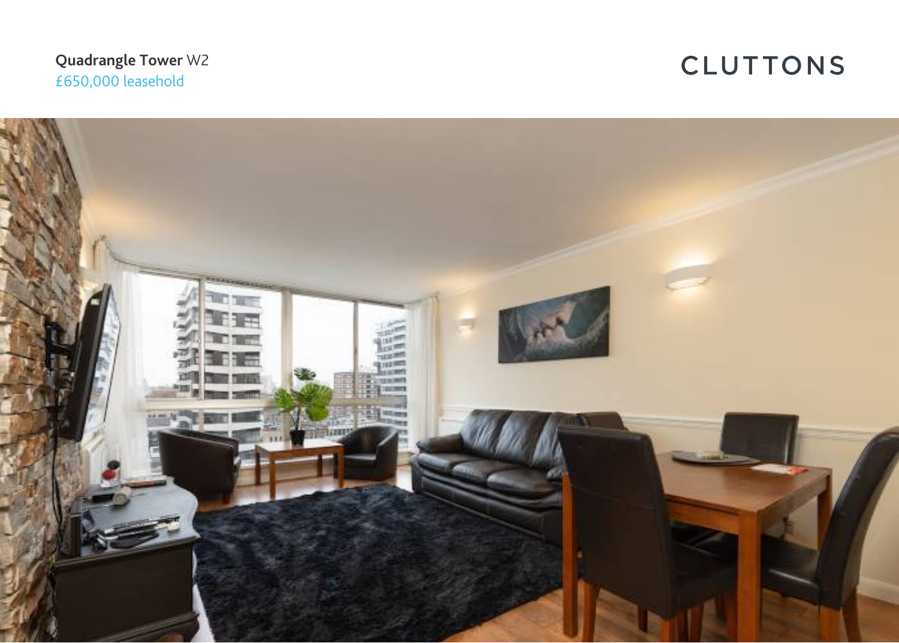**Quadrangle Tower** W2

£650,000 leasehold

CLUTTONS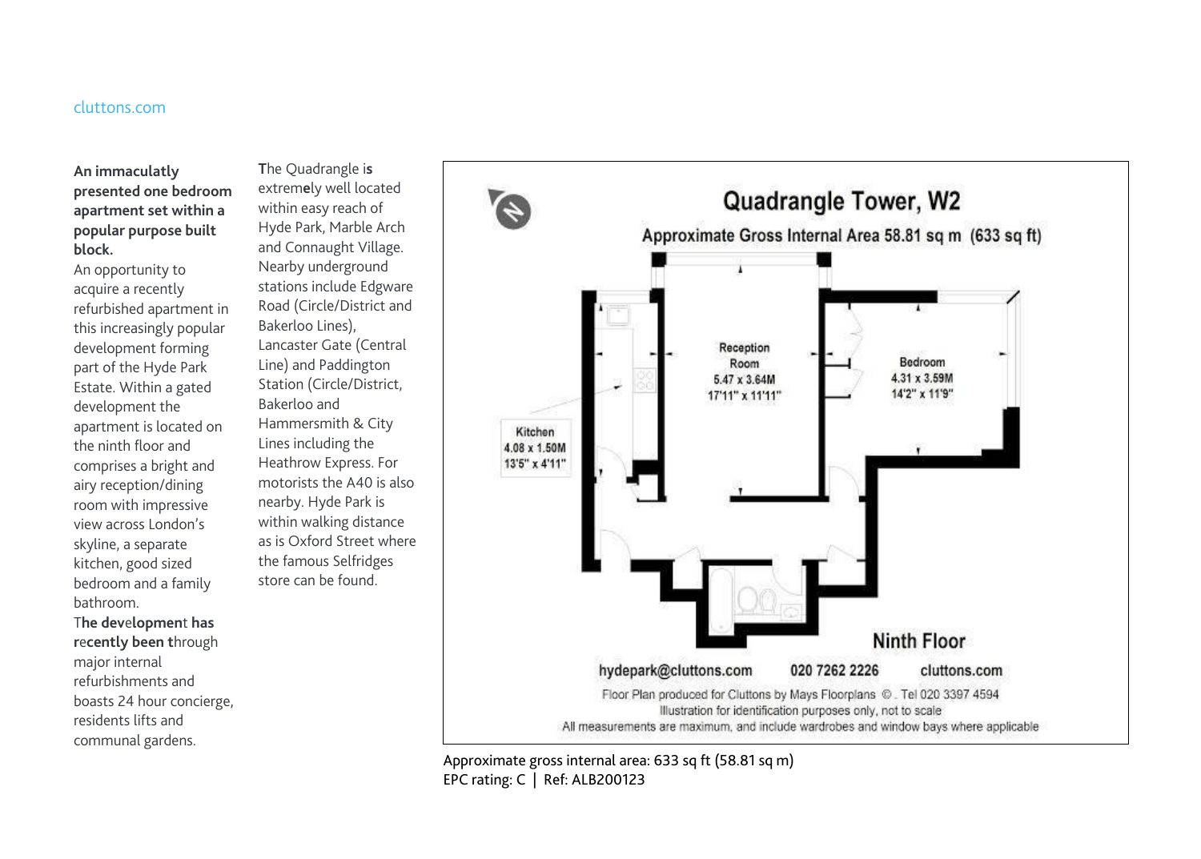**An immaculately presented one bedroom apartment set within a popular purpose built block.**

An opportunity to acquire a recently refurbished apartment in this increasingly popular development forming part of the Hyde Park Estate. Within a gated development the apartment is located on the ninth floor and comprises a bright and airy reception/dining room with impressive view across London's skyline, a separate kitchen, good sized bedroom and a family bathroom.

The development has recently been through major internal refurbishments and boasts 24 hour concierge, residents lifts and communal gardens.

The Quadrangle is extremely well located within easy reach of Hyde Park, Marble Arch and Connaught Village. Nearby underground stations include Edgware Road (Circle/District and Bakerloo Lines), Lancaster Gate (Central Line) and Paddington Station (Circle/District, Bakerloo and Hammersmith & City Lines including the Heathrow Express. For motorists the A40 is also nearby. Hyde Park is within walking distance as is Oxford Street where the famous Selfridges store can be found.

## Quadrangle Tower, W2

Approximate Gross Internal Area 58.81 sq m (633 sq ft)

Reception Room
5.47 x 3.64M
17'11" x 11'11"

Bedroom
4.31 x 3.59M
14'2" x 11'9"

Kitchen
4.08 x 1.50M
13'5" x 4'11"

Ninth Floor

hydepark@cluttons.com 020 7262 2226 cluttons.com

Floor Plan produced for Cluttons by Mays Floorplans ©. Tel 020 3397 4594
Illustration for identification purposes only, not to scale
All measurements are maximum, and include wardrobes and window bays where applicable

Approximate gross internal area: 633 sq ft (58.81 sq m)
EPC rating: C | Ref: ALB200123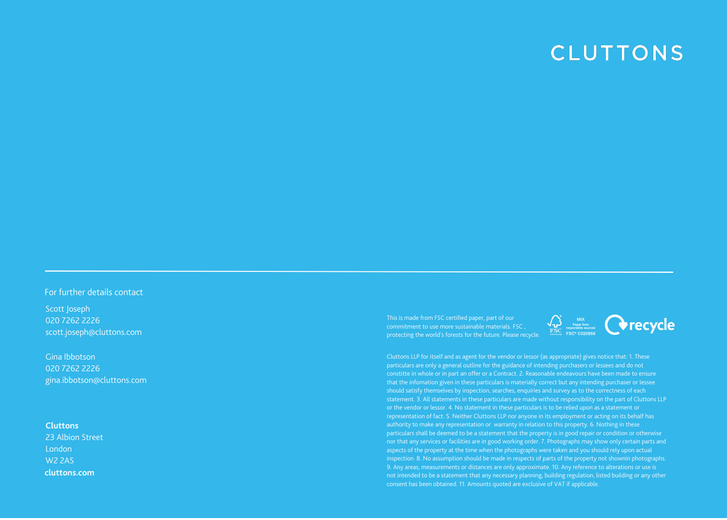# CLUTTONS

For further details contact

Scott Joseph
020 7262 2226
scott.joseph@cluttons.com

Gina Ibbotson
020 7262 2226
gina.ibbotson@cluttons.com

**Cluttons**
23 Albion Street
London
W2 2AS
**cluttons.com**

This is made from FSC certified paper, part of our commitment to use more sustainable materials. FSC , protecting the world's forests for the future. Please recycle.

MIX
Paper from responsible sources
FSC® C020659

recycle

Cluttons LLP for itself and as agent for the vendor or lessor (as appropriate) gives notice that: 1. These particulars are only a general outline for the guidance of intending purchasers or lessees and do not constitte in whole or in part an offer or a Contract. 2. Reasonable endeavours have been made to ensure that the infomation given in these particulars is materially correct but any intending purchaser or lessee should satisfy themselves by inspection, searches, enquiries and survey as to the correctness of each statement. 3. All statements in these particulars are made without responsibility on the part of Cluttons LLP or the vendor or lessor. 4. No statement in these particulars is to be relied upon as a statement or representation of fact. 5. Neither Cluttons LLP nor anyone in its employment or acting on its behalf has authority to make any representation or warranty in relation to this property. 6. Nothing in these particulars shall be deemed to be a statement that the property is in good repair or condition or otherwise nor that any services or facilities are in good working order. 7. Photographs may show only certain parts and aspects of the property at the time when the photographs were taken and you should rely upon actual inspection. 8. No assumption should be made in respects of parts of the property not shownin photographs. 9. Any areas, measurements or distances are only approximate. 10. Any reference to alterations or use is not intended to be a statement that any necessary planning, building regulation, listed building or any other consent has been obtained. 11. Amounts quoted are exclusive of VAT if applicable.